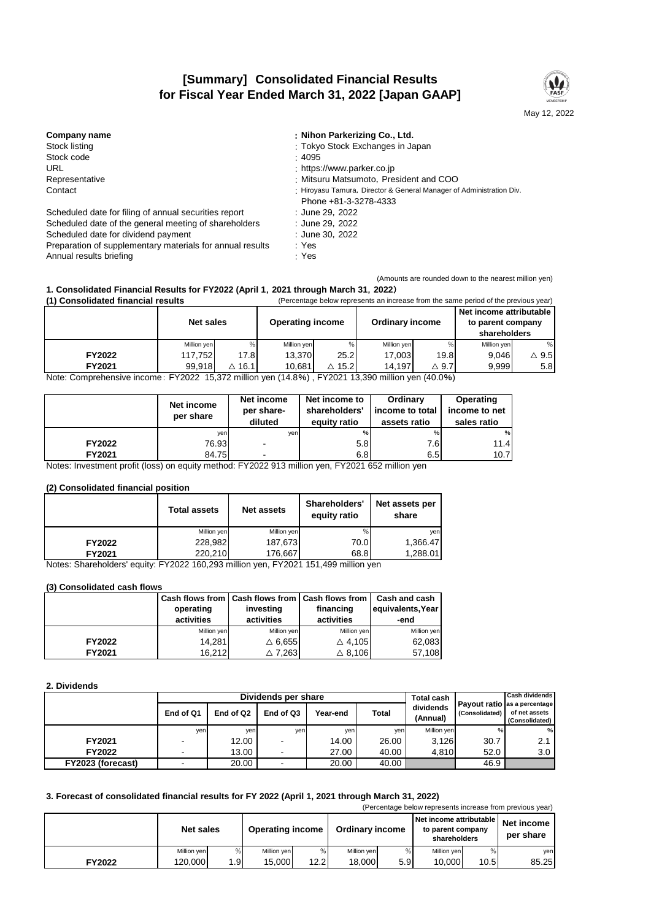# [Summary] Consolidated Financial Results for Fiscal Year Ended March 31, 2022 [Japan GAAP]

May 12, 2022

**Company name** : **Nihon Parkerizing Co., Ltd.**
Stock listing : Tokyo Stock Exchanges in Japan
Stock code : 4095
URL : https://www.parker.co.jp
Representative : Mitsuru Matsumoto, President and COO
Contact : Hiroyasu Tamura, Director & General Manager of Administration Div.
Phone +81-3-3278-4333

Scheduled date for filing of annual securities report : June 29, 2022
Scheduled date of the general meeting of shareholders : June 29, 2022
Scheduled date for dividend payment : June 30, 2022
Preparation of supplementary materials for annual results : Yes
Annual results briefing : Yes

(Amounts are rounded down to the nearest million yen)

### 1. Consolidated Financial Results for FY2022 (April 1, 2021 through March 31, 2022)

#### (1) Consolidated financial results

(Percentage below represents an increase from the same period of the previous year)

| | Net sales | | Operating income | | Ordinary income | | Net income attributable to parent company shareholders | |
|---|---|---|---|---|---|---|---|---|
| | Million yen | % | Million yen | % | Million yen | % | Million yen | % |
| **FY2022** | 117,752 | 17.8 | 13,370 | 25.2 | 17,003 | 19.8 | 9,046 | △ 9.5 |
| **FY2021** | 99,918 | △ 16.1 | 10,681 | △ 15.2 | 14,197 | △ 9.7 | 9,999 | 5.8 |

Note: Comprehensive income : FY2022 15,372 million yen (14.8%) , FY2021 13,390 million yen (40.0%)

| | Net income per share | Net income per share-diluted | Net income to shareholders' equity ratio | Ordinary income to total assets ratio | Operating income to net sales ratio |
|---|---|---|---|---|---|
| | yen | yen | % | % | % |
| **FY2022** | 76.93 | - | 5.8 | 7.6 | 11.4 |
| **FY2021** | 84.75 | - | 6.8 | 6.5 | 10.7 |

Notes: Investment profit (loss) on equity method: FY2022 913 million yen, FY2021 652 million yen

#### (2) Consolidated financial position

| | Total assets | Net assets | Shareholders' equity ratio | Net assets per share |
|---|---|---|---|---|
| | Million yen | Million yen | % | yen |
| **FY2022** | 228,982 | 187,673 | 70.0 | 1,366.47 |
| **FY2021** | 220,210 | 176,667 | 68.8 | 1,288.01 |

Notes: Shareholders' equity: FY2022 160,293 million yen, FY2021 151,499 million yen

#### (3) Consolidated cash flows

| | Cash flows from operating activities | Cash flows from investing activities | Cash flows from financing activities | Cash and cash equivalents, Year-end |
|---|---|---|---|---|
| | Million yen | Million yen | Million yen | Million yen |
| **FY2022** | 14,281 | △ 6,655 | △ 4,105 | 62,083 |
| **FY2021** | 16,212 | △ 7,263 | △ 8,106 | 57,108 |

### 2. Dividends

| | Dividends per share | | | | | Total cash dividends (Annual) | Payout ratio (Consolidated) | Cash dividends as a percentage of net assets (Consolidated) |
|---|---|---|---|---|---|---|---|---|
| | End of Q1 | End of Q2 | End of Q3 | Year-end | Total | | | |
| | yen | yen | yen | yen | yen | Million yen | % | % |
| **FY2021** | - | 12.00 | - | 14.00 | 26.00 | 3,126 | 30.7 | 2.1 |
| **FY2022** | - | 13.00 | - | 27.00 | 40.00 | 4,810 | 52.0 | 3.0 |
| **FY2023 (forecast)** | - | 20.00 | - | 20.00 | 40.00 | | 46.9 | |

### 3. Forecast of consolidated financial results for FY 2022 (April 1, 2021 through March 31, 2022)

(Percentage below represents increase from previous year)

| | Net sales | | Operating income | | Ordinary income | | Net income attributable to parent company shareholders | | Net income per share |
|---|---|---|---|---|---|---|---|---|---|
| | Million yen | % | Million yen | % | Million yen | % | Million yen | % | yen |
| **FY2022** | 120,000 | 1.9 | 15,000 | 12.2 | 18,000 | 5.9 | 10,000 | 10.5 | 85.25 |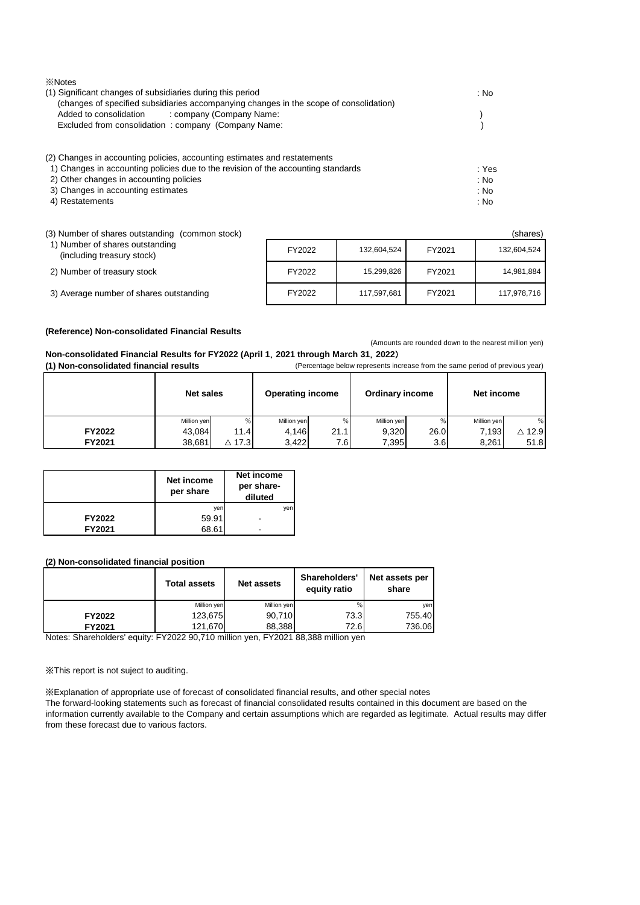※Notes

(1) Significant changes of subsidiaries during this period : No
(changes of specified subsidiaries accompanying changes in the scope of consolidation)
Added to consolidation : company (Company Name: )
Excluded from consolidation : company (Company Name: )

(2) Changes in accounting policies, accounting estimates and restatements
1) Changes in accounting policies due to the revision of the accounting standards : Yes
2) Other changes in accounting policies : No
3) Changes in accounting estimates : No
4) Restatements : No

(3) Number of shares outstanding (common stock) (shares)

| | | | | |
|---|---|---|---|---|
| 1) Number of shares outstanding (including treasury stock) | FY2022 | 132,604,524 | FY2021 | 132,604,524 |
| 2) Number of treasury stock | FY2022 | 15,299,826 | FY2021 | 14,981,884 |
| 3) Average number of shares outstanding | FY2022 | 117,597,681 | FY2021 | 117,978,716 |

**(Reference) Non-consolidated Financial Results**

(Amounts are rounded down to the nearest million yen)

**Non-consolidated Financial Results for FY2022 (April 1, 2021 through March 31, 2022)**

**(1) Non-consolidated financial results** (Percentage below represents increase from the same period of previous year)

| | Net sales | | Operating income | | Ordinary income | | Net income | |
|---|---|---|---|---|---|---|---|---|
| | Million yen | % | Million yen | % | Million yen | % | Million yen | % |
| **FY2022** | 43,084 | 11.4 | 4,146 | 21.1 | 9,320 | 26.0 | 7,193 | △ 12.9 |
| **FY2021** | 38,681 | △ 17.3 | 3,422 | 7.6 | 7,395 | 3.6 | 8,261 | 51.8 |

| | Net income per share | Net income per share-diluted |
|---|---|---|
| | yen | yen |
| **FY2022** | 59.91 | - |
| **FY2021** | 68.61 | - |

**(2) Non-consolidated financial position**

| | Total assets | Net assets | Shareholders' equity ratio | Net assets per share |
|---|---|---|---|---|
| | Million yen | Million yen | % | yen |
| **FY2022** | 123,675 | 90,710 | 73.3 | 755.40 |
| **FY2021** | 121,670 | 88,388 | 72.6 | 736.06 |

Notes: Shareholders' equity: FY2022 90,710 million yen, FY2021 88,388 million yen

※This report is not suject to auditing.

※Explanation of appropriate use of forecast of consolidated financial results, and other special notes
The forward-looking statements such as forecast of financial consolidated results contained in this document are based on the information currently available to the Company and certain assumptions which are regarded as legitimate. Actual results may differ from these forecast due to various factors.